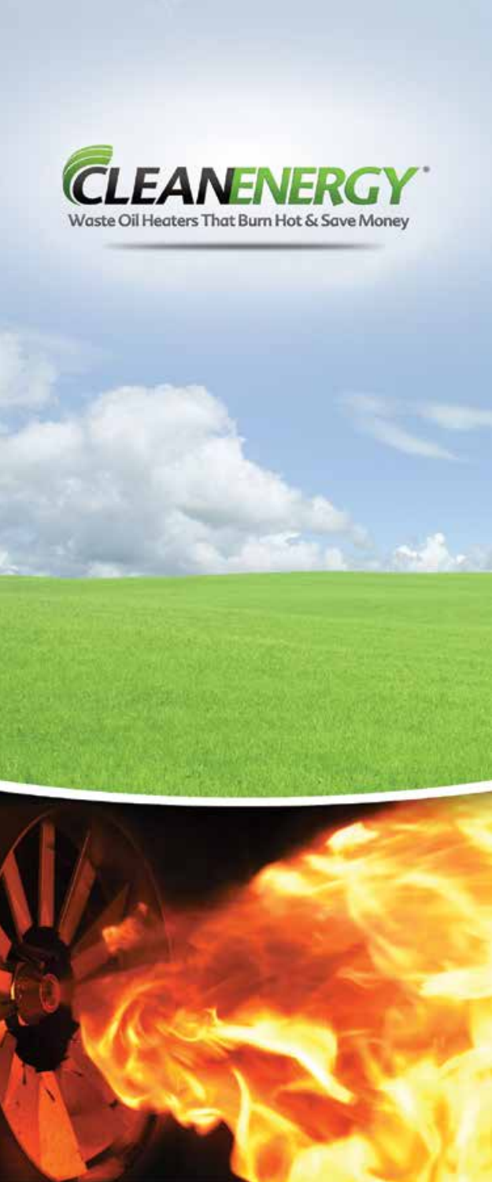# CLEANENERGY®

Waste Oil Heaters That Burn Hot & Save Money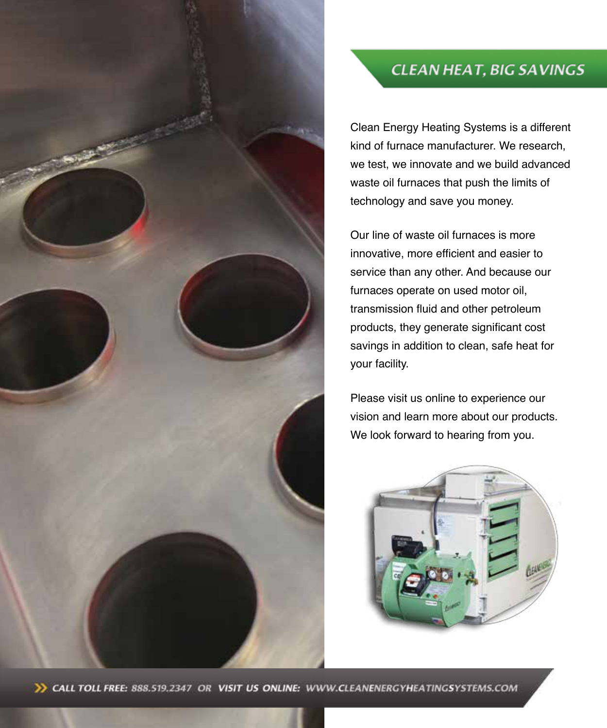## CLEAN HEAT, BIG SAVINGS

Clean Energy Heating Systems is a different kind of furnace manufacturer. We research, we test, we innovate and we build advanced waste oil furnaces that push the limits of technology and save you money.

Our line of waste oil furnaces is more innovative, more efficient and easier to service than any other. And because our furnaces operate on used motor oil, transmission fluid and other petroleum products, they generate significant cost savings in addition to clean, safe heat for your facility.

Please visit us online to experience our vision and learn more about our products. We look forward to hearing from you.

**CALL TOLL FREE:** 888.519.2347 **OR VISIT US ONLINE:** WWW.CLEANENERGYHEATINGSYSTEMS.COM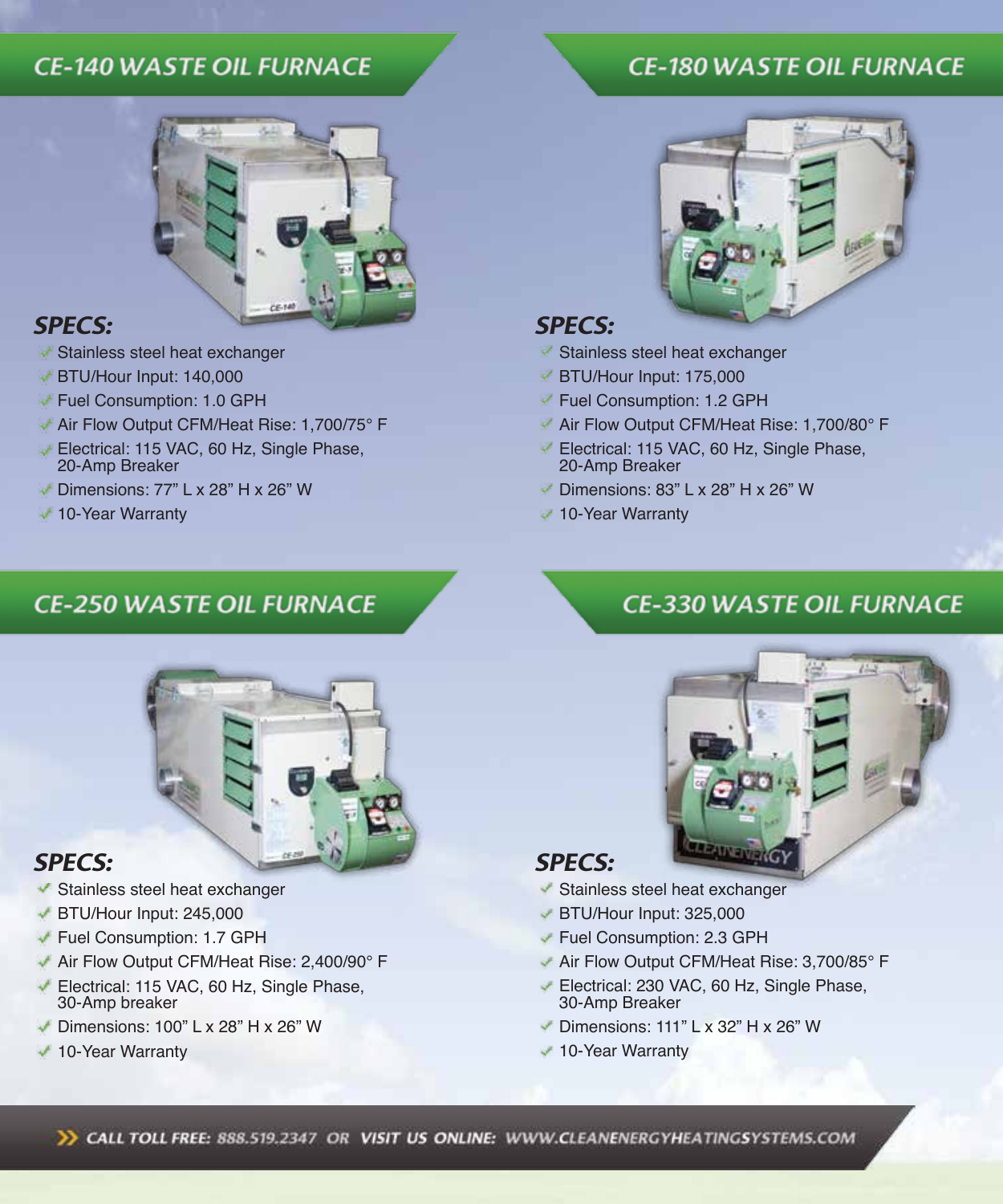## CE-140 WASTE OIL FURNACE

### SPECS:

- Stainless steel heat exchanger
- BTU/Hour Input: 140,000
- Fuel Consumption: 1.0 GPH
- Air Flow Output CFM/Heat Rise: 1,700/75° F
- Electrical: 115 VAC, 60 Hz, Single Phase, 20-Amp Breaker
- Dimensions: 77" L x 28" H x 26" W
- 10-Year Warranty

## CE-180 WASTE OIL FURNACE

### SPECS:

- Stainless steel heat exchanger
- BTU/Hour Input: 175,000
- Fuel Consumption: 1.2 GPH
- Air Flow Output CFM/Heat Rise: 1,700/80° F
- Electrical: 115 VAC, 60 Hz, Single Phase, 20-Amp Breaker
- Dimensions: 83" L x 28" H x 26" W
- 10-Year Warranty

## CE-250 WASTE OIL FURNACE

### SPECS:

- Stainless steel heat exchanger
- BTU/Hour Input: 245,000
- Fuel Consumption: 1.7 GPH
- Air Flow Output CFM/Heat Rise: 2,400/90° F
- Electrical: 115 VAC, 60 Hz, Single Phase, 30-Amp breaker
- Dimensions: 100" L x 28" H x 26" W
- 10-Year Warranty

## CE-330 WASTE OIL FURNACE

### SPECS:

- Stainless steel heat exchanger
- BTU/Hour Input: 325,000
- Fuel Consumption: 2.3 GPH
- Air Flow Output CFM/Heat Rise: 3,700/85° F
- Electrical: 230 VAC, 60 Hz, Single Phase, 30-Amp Breaker
- Dimensions: 111" L x 32" H x 26" W
- 10-Year Warranty

**CALL TOLL FREE: 888.519.2347 OR VISIT US ONLINE: WWW.CLEANENERGYHEATINGSYSTEMS.COM**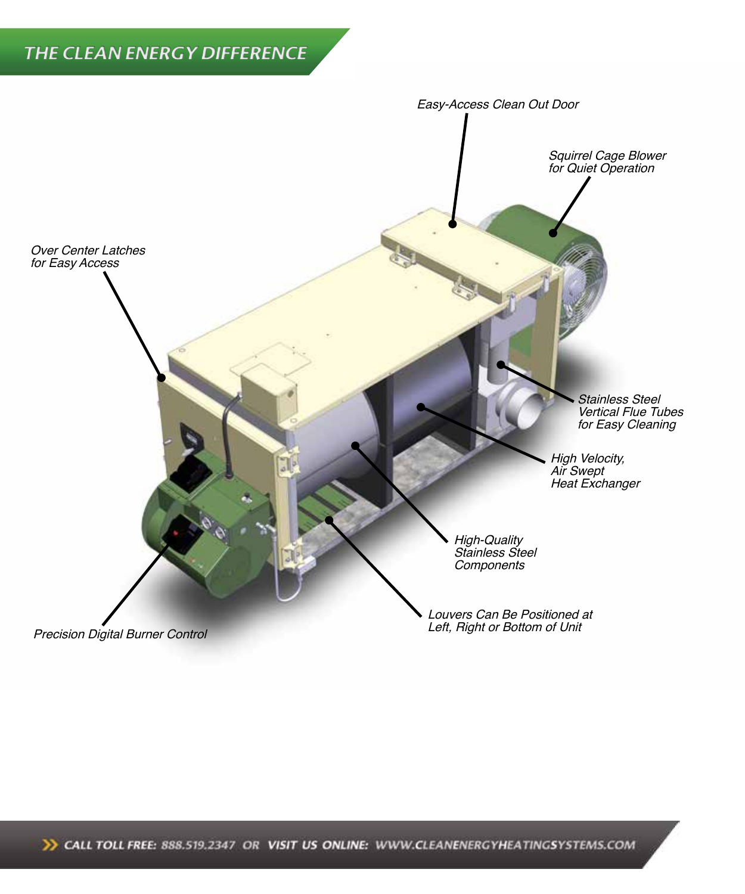## THE CLEAN ENERGY DIFFERENCE

*Easy-Access Clean Out Door*

*Squirrel Cage Blower for Quiet Operation*

*Over Center Latches for Easy Access*

*Stainless Steel Vertical Flue Tubes for Easy Cleaning*

*High Velocity, Air Swept Heat Exchanger*

*High-Quality Stainless Steel Components*

*Louvers Can Be Positioned at Left, Right or Bottom of Unit*

*Precision Digital Burner Control*

CALL TOLL FREE: 888.519.2347 OR VISIT US ONLINE: WWW.CLEANENERGYHEATINGSYSTEMS.COM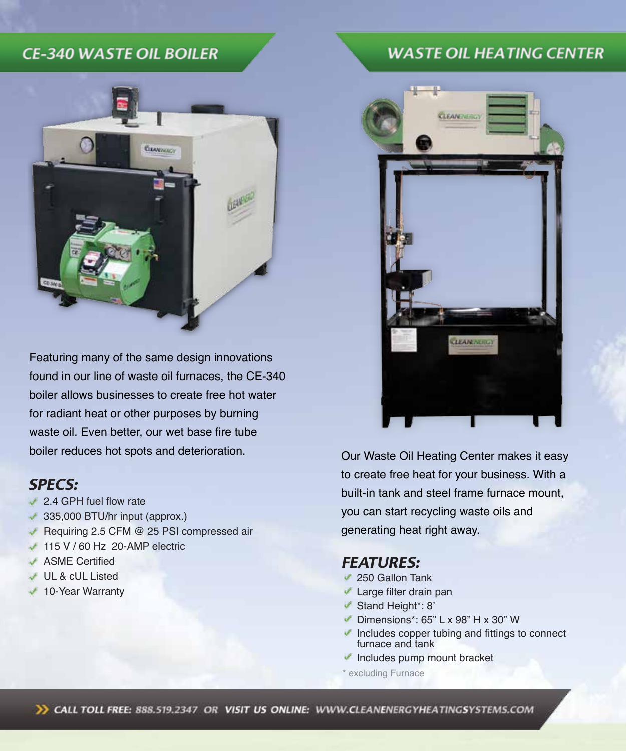## CE-340 WASTE OIL BOILER

Featuring many of the same design innovations found in our line of waste oil furnaces, the CE-340 boiler allows businesses to create free hot water for radiant heat or other purposes by burning waste oil. Even better, our wet base fire tube boiler reduces hot spots and deterioration.

### SPECS:

- 2.4 GPH fuel flow rate
- 335,000 BTU/hr input (approx.)
- Requiring 2.5 CFM @ 25 PSI compressed air
- 115 V / 60 Hz  20-AMP electric
- ASME Certified
- UL & cUL Listed
- 10-Year Warranty

## WASTE OIL HEATING CENTER

Our Waste Oil Heating Center makes it easy to create free heat for your business. With a built-in tank and steel frame furnace mount, you can start recycling waste oils and generating heat right away.

### FEATURES:

- 250 Gallon Tank
- Large filter drain pan
- Stand Height*: 8'
- Dimensions*: 65" L x 98" H x 30" W
- Includes copper tubing and fittings to connect furnace and tank
- Includes pump mount bracket

\* excluding Furnace

CALL TOLL FREE: 888.519.2347 OR VISIT US ONLINE: WWW.CLEANENERGYHEATINGSYSTEMS.COM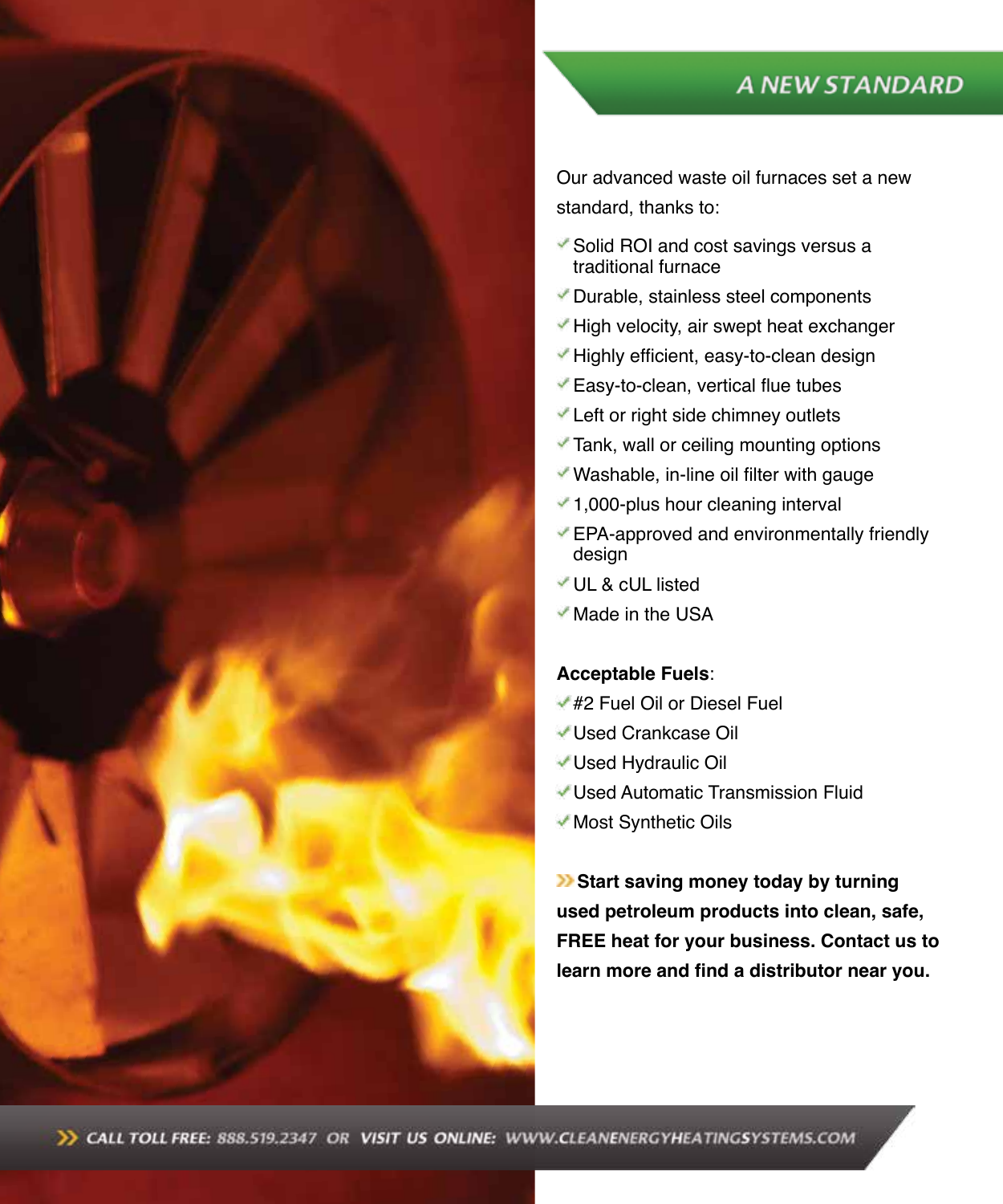## A NEW STANDARD

Our advanced waste oil furnaces set a new standard, thanks to:

- Solid ROI and cost savings versus a traditional furnace
- Durable, stainless steel components
- High velocity, air swept heat exchanger
- Highly efficient, easy-to-clean design
- Easy-to-clean, vertical flue tubes
- Left or right side chimney outlets
- Tank, wall or ceiling mounting options
- Washable, in-line oil filter with gauge
- 1,000-plus hour cleaning interval
- EPA-approved and environmentally friendly design
- UL & cUL listed
- Made in the USA

**Acceptable Fuels**:

- #2 Fuel Oil or Diesel Fuel
- Used Crankcase Oil
- Used Hydraulic Oil
- Used Automatic Transmission Fluid
- Most Synthetic Oils

**Start saving money today by turning used petroleum products into clean, safe, FREE heat for your business. Contact us to learn more and find a distributor near you.**

CALL TOLL FREE: 888.519.2347 OR VISIT US ONLINE: WWW.CLEANENERGYHEATINGSYSTEMS.COM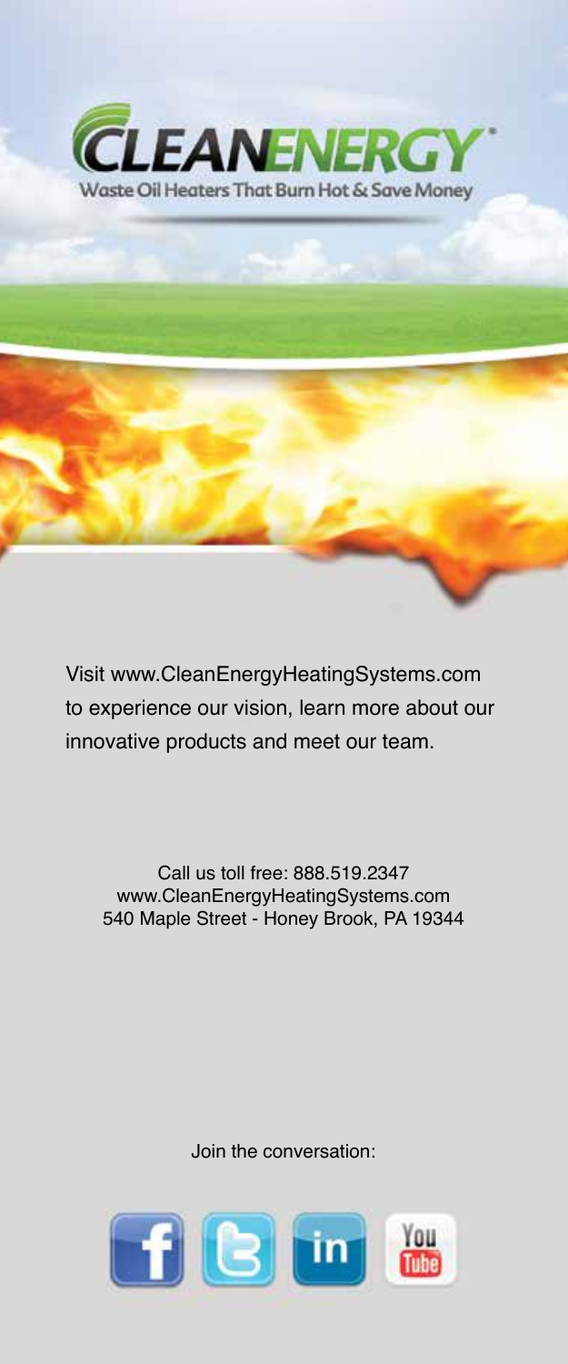# CLEANENERGY®

Waste Oil Heaters That Burn Hot & Save Money

Visit www.CleanEnergyHeatingSystems.com to experience our vision, learn more about our innovative products and meet our team.

Call us toll free: 888.519.2347
www.CleanEnergyHeatingSystems.com
540 Maple Street - Honey Brook, PA 19344

Join the conversation: